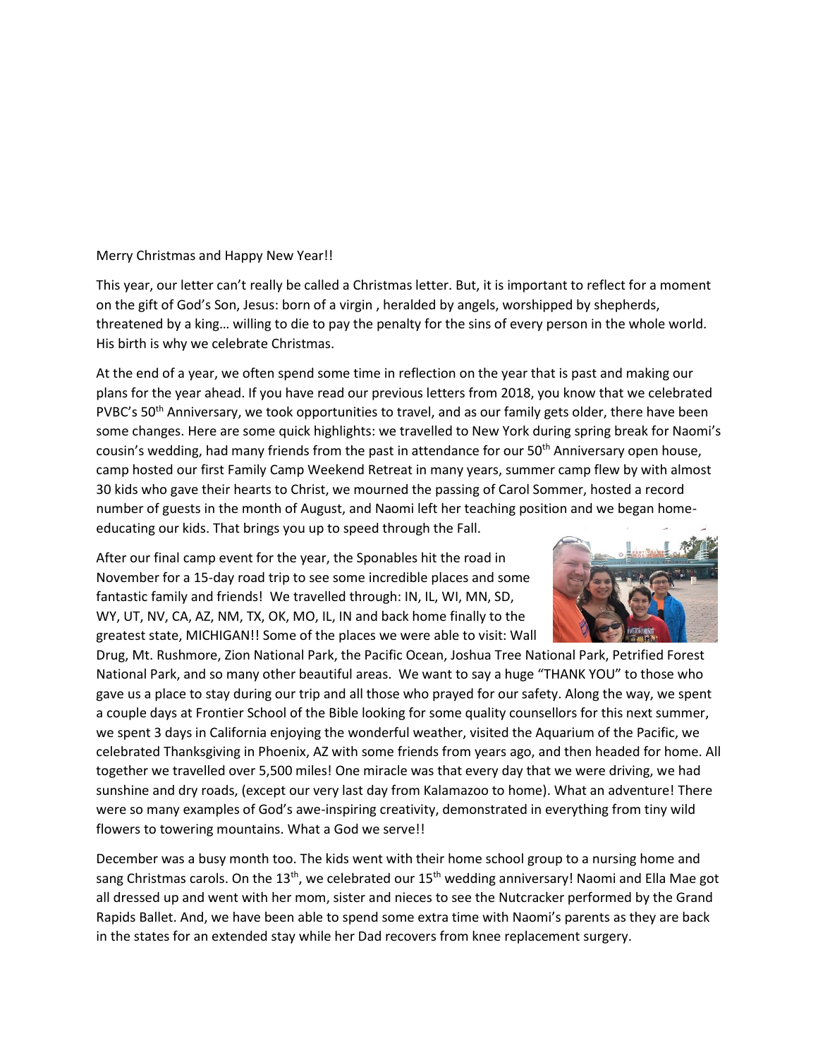Merry Christmas and Happy New Year!!

This year, our letter can't really be called a Christmas letter. But, it is important to reflect for a moment on the gift of God's Son, Jesus: born of a virgin , heralded by angels, worshipped by shepherds, threatened by a king… willing to die to pay the penalty for the sins of every person in the whole world. His birth is why we celebrate Christmas.

At the end of a year, we often spend some time in reflection on the year that is past and making our plans for the year ahead. If you have read our previous letters from 2018, you know that we celebrated PVBC's 50th Anniversary, we took opportunities to travel, and as our family gets older, there have been some changes. Here are some quick highlights: we travelled to New York during spring break for Naomi's cousin's wedding, had many friends from the past in attendance for our 50th Anniversary open house, camp hosted our first Family Camp Weekend Retreat in many years, summer camp flew by with almost 30 kids who gave their hearts to Christ, we mourned the passing of Carol Sommer, hosted a record number of guests in the month of August, and Naomi left her teaching position and we began home-educating our kids. That brings you up to speed through the Fall.

After our final camp event for the year, the Sponables hit the road in November for a 15-day road trip to see some incredible places and some fantastic family and friends! We travelled through: IN, IL, WI, MN, SD, WY, UT, NV, CA, AZ, NM, TX, OK, MO, IL, IN and back home finally to the greatest state, MICHIGAN!! Some of the places we were able to visit: Wall Drug, Mt. Rushmore, Zion National Park, the Pacific Ocean, Joshua Tree National Park, Petrified Forest National Park, and so many other beautiful areas. We want to say a huge "THANK YOU" to those who gave us a place to stay during our trip and all those who prayed for our safety. Along the way, we spent a couple days at Frontier School of the Bible looking for some quality counsellors for this next summer, we spent 3 days in California enjoying the wonderful weather, visited the Aquarium of the Pacific, we celebrated Thanksgiving in Phoenix, AZ with some friends from years ago, and then headed for home. All together we travelled over 5,500 miles! One miracle was that every day that we were driving, we had sunshine and dry roads, (except our very last day from Kalamazoo to home). What an adventure! There were so many examples of God's awe-inspiring creativity, demonstrated in everything from tiny wild flowers to towering mountains. What a God we serve!!

December was a busy month too. The kids went with their home school group to a nursing home and sang Christmas carols. On the 13th, we celebrated our 15th wedding anniversary! Naomi and Ella Mae got all dressed up and went with her mom, sister and nieces to see the Nutcracker performed by the Grand Rapids Ballet. And, we have been able to spend some extra time with Naomi's parents as they are back in the states for an extended stay while her Dad recovers from knee replacement surgery.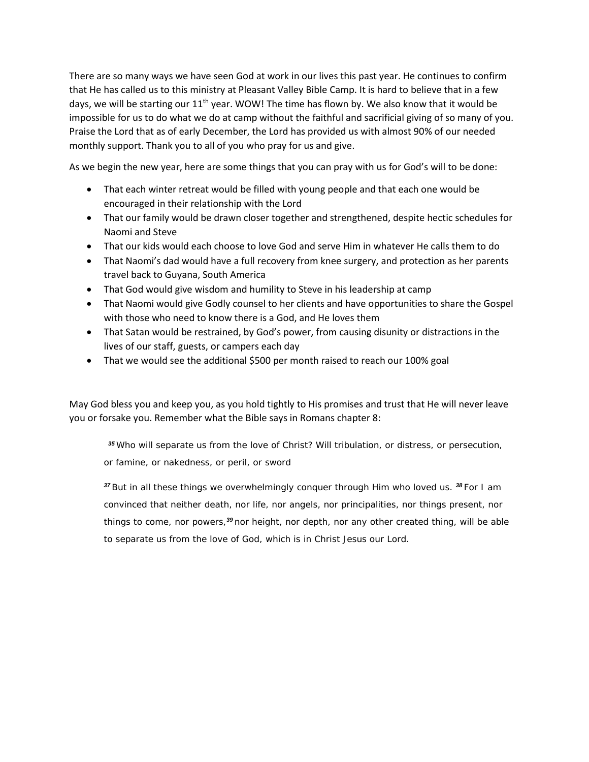There are so many ways we have seen God at work in our lives this past year. He continues to confirm that He has called us to this ministry at Pleasant Valley Bible Camp. It is hard to believe that in a few days, we will be starting our 11th year. WOW! The time has flown by. We also know that it would be impossible for us to do what we do at camp without the faithful and sacrificial giving of so many of you. Praise the Lord that as of early December, the Lord has provided us with almost 90% of our needed monthly support. Thank you to all of you who pray for us and give.

As we begin the new year, here are some things that you can pray with us for God's will to be done:

- That each winter retreat would be filled with young people and that each one would be encouraged in their relationship with the Lord
- That our family would be drawn closer together and strengthened, despite hectic schedules for Naomi and Steve
- That our kids would each choose to love God and serve Him in whatever He calls them to do
- That Naomi's dad would have a full recovery from knee surgery, and protection as her parents travel back to Guyana, South America
- That God would give wisdom and humility to Steve in his leadership at camp
- That Naomi would give Godly counsel to her clients and have opportunities to share the Gospel with those who need to know there is a God, and He loves them
- That Satan would be restrained, by God's power, from causing disunity or distractions in the lives of our staff, guests, or campers each day
- That we would see the additional $500 per month raised to reach our 100% goal

May God bless you and keep you, as you hold tightly to His promises and trust that He will never leave you or forsake you. Remember what the Bible says in Romans chapter 8:

> ***35*** Who will separate us from the love of Christ? Will tribulation, or distress, or persecution, or famine, or nakedness, or peril, or sword
>
> ***37*** But in all these things we overwhelmingly conquer through Him who loved us. ***38*** For I am convinced that neither death, nor life, nor angels, nor principalities, nor things present, nor things to come, nor powers, ***39*** nor height, nor depth, nor any other created thing, will be able to separate us from the love of God, which is in Christ Jesus our Lord.